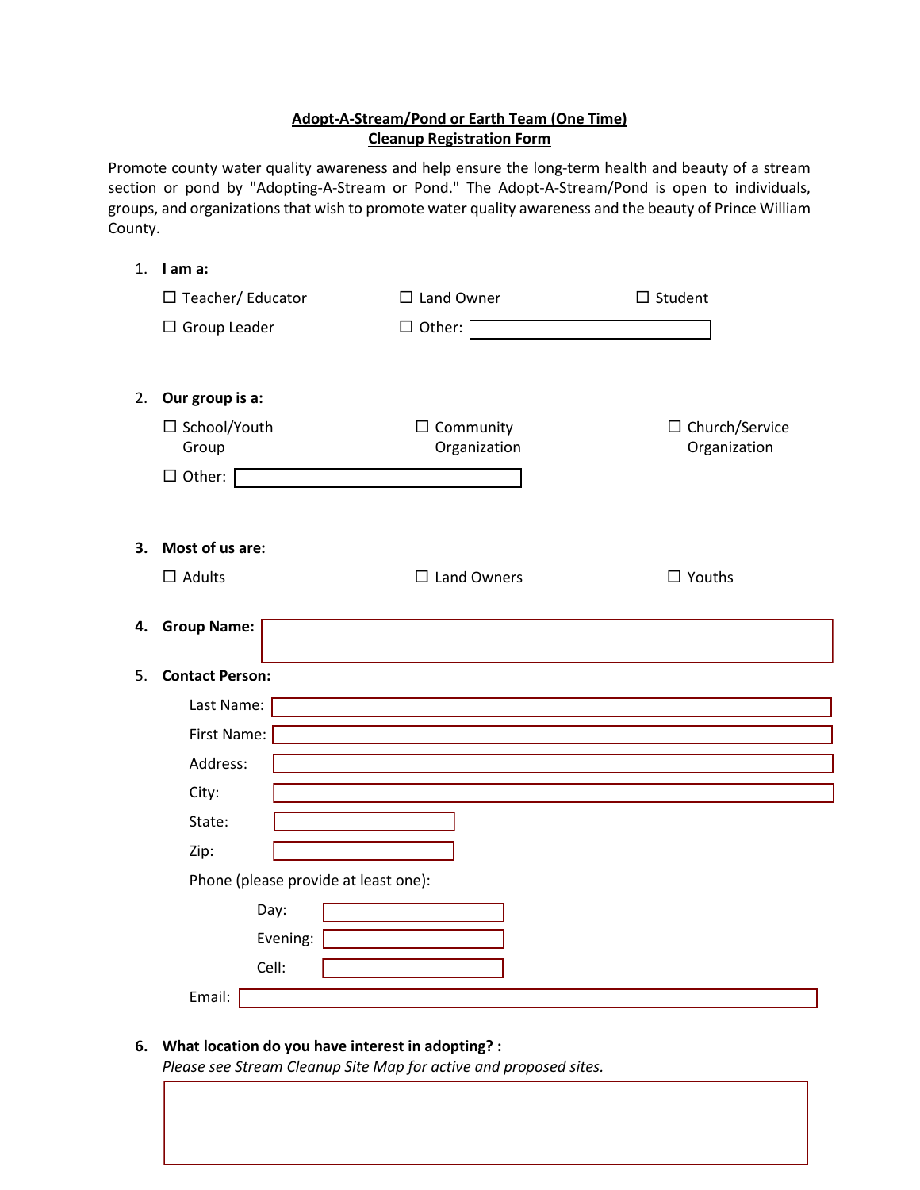**Adopt-A-Stream/Pond or Earth Team (One Time)**
**Cleanup Registration Form**

Promote county water quality awareness and help ensure the long-term health and beauty of a stream section or pond by "Adopting-A-Stream or Pond." The Adopt-A-Stream/Pond is open to individuals, groups, and organizations that wish to promote water quality awareness and the beauty of Prince William County.

1. **I am a:**

   ☐ Teacher/ Educator ☐ Land Owner ☐ Student

   ☐ Group Leader ☐ Other: ____________________

2. **Our group is a:**

   ☐ School/Youth Group ☐ Community Organization ☐ Church/Service Organization

   ☐ Other: ____________________

3. **Most of us are:**

   ☐ Adults ☐ Land Owners ☐ Youths

4. **Group Name:** ____________________

5. **Contact Person:**

   Last Name: ____________________

   First Name: ____________________

   Address: ____________________

   City: ____________________

   State: ____________________

   Zip: ____________________

   Phone (please provide at least one):

   Day: ____________________

   Evening: ____________________

   Cell: ____________________

   Email: ____________________

6. **What location do you have interest in adopting? :**

   *Please see Stream Cleanup Site Map for active and proposed sites.*

   ____________________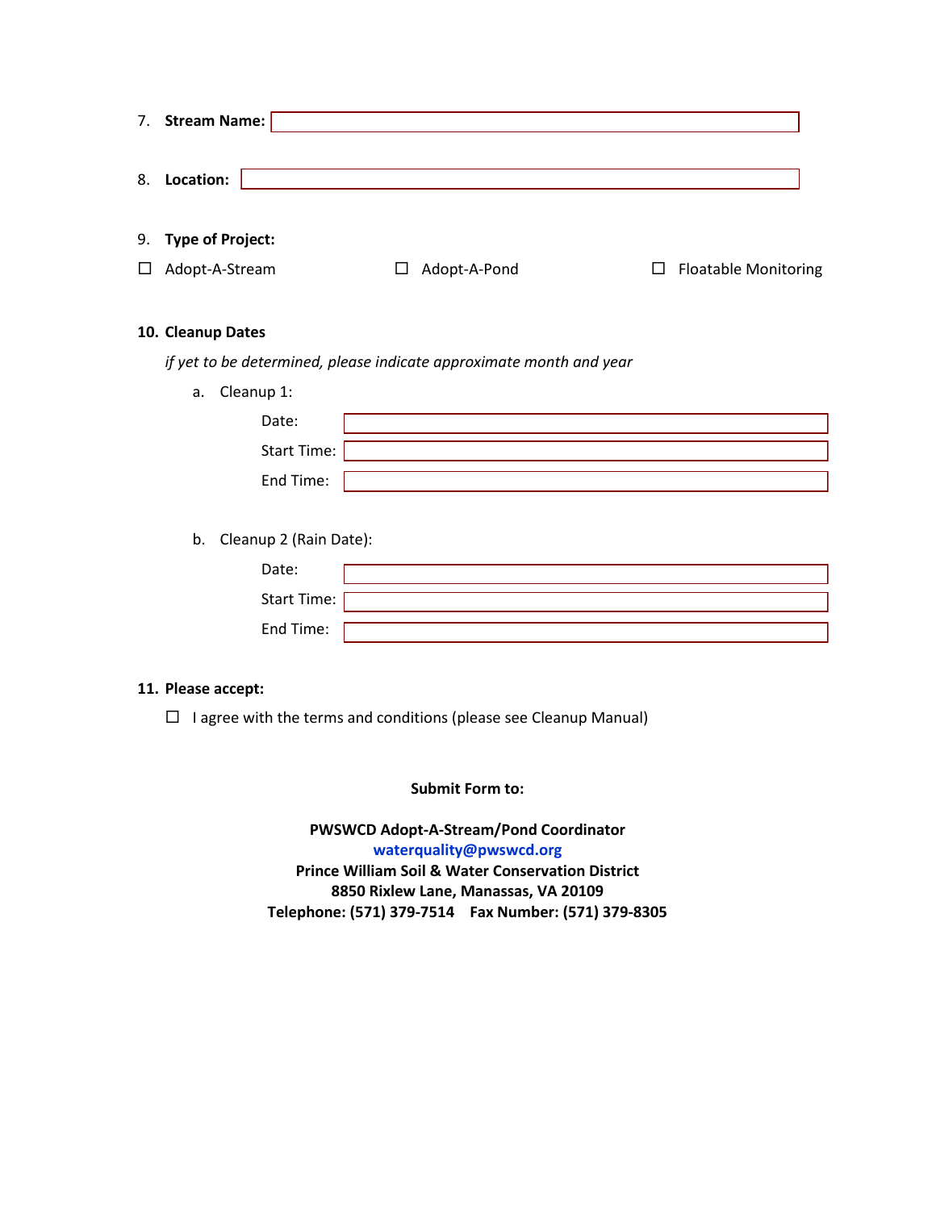7. **Stream Name:** 

8. **Location:** 

9. **Type of Project:**

☐ Adopt-A-Stream ☐ Adopt-A-Pond ☐ Floatable Monitoring

10. **Cleanup Dates**

   *if yet to be determined, please indicate approximate month and year*

   a. Cleanup 1:

      Date: 

      Start Time: 

      End Time: 

   b. Cleanup 2 (Rain Date):

      Date: 

      Start Time: 

      End Time: 

11. **Please accept:**

   ☐ I agree with the terms and conditions (please see Cleanup Manual)

**Submit Form to:**

**PWSWCD Adopt-A-Stream/Pond Coordinator**
**waterquality@pwswcd.org**
**Prince William Soil & Water Conservation District**
**8850 Rixlew Lane, Manassas, VA 20109**
**Telephone: (571) 379-7514 Fax Number: (571) 379-8305**